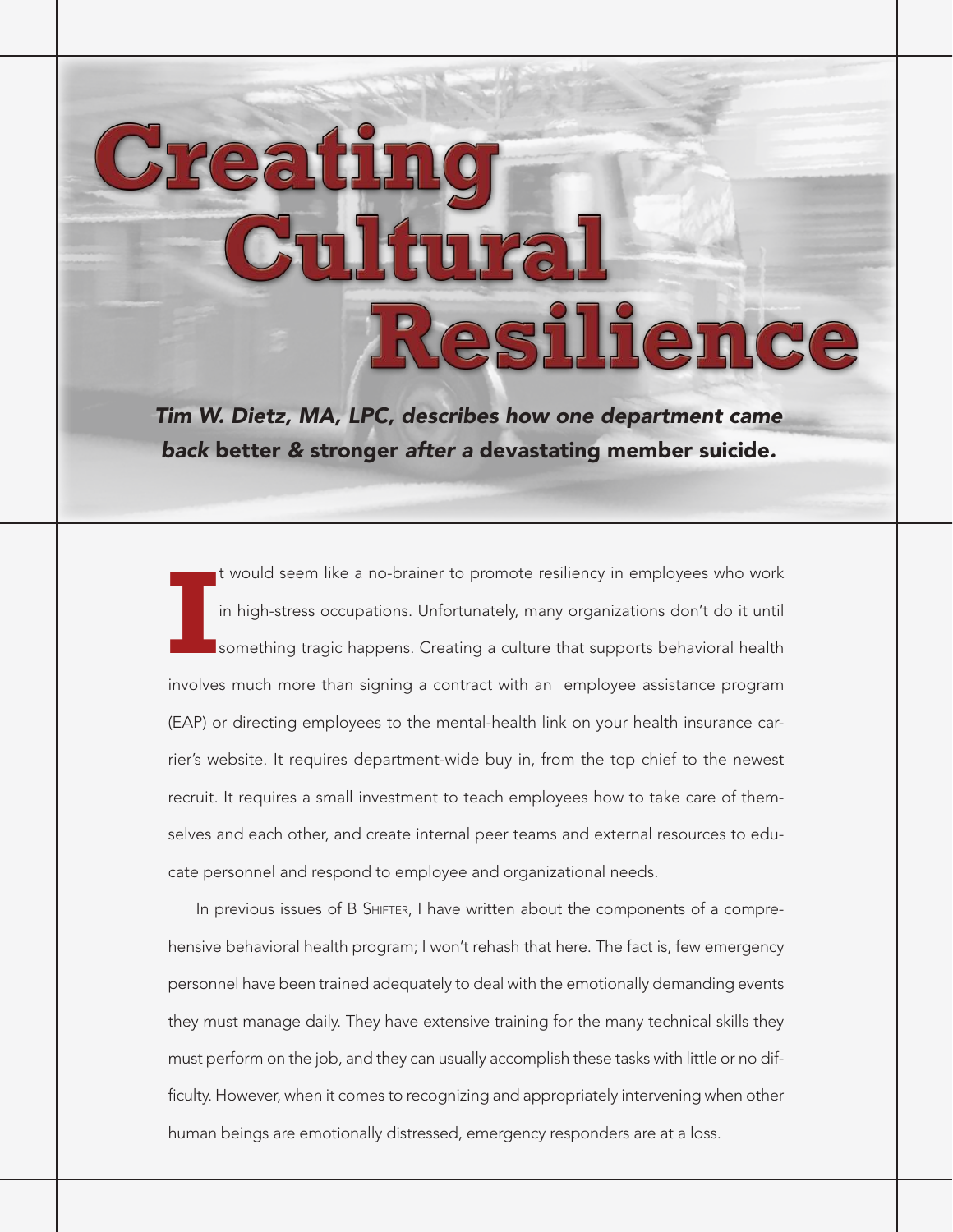# Creating Cultural Resilience

***Tim W. Dietz, MA, LPC, describes how one department came back* better & stronger *after a* devastating member suicide.**

It would seem like a no-brainer to promote resiliency in employees who work in high-stress occupations. Unfortunately, many organizations don't do it until something tragic happens. Creating a culture that supports behavioral health involves much more than signing a contract with an employee assistance program (EAP) or directing employees to the mental-health link on your health insurance carrier's website. It requires department-wide buy in, from the top chief to the newest recruit. It requires a small investment to teach employees how to take care of themselves and each other, and create internal peer teams and external resources to educate personnel and respond to employee and organizational needs.

In previous issues of B SHIFTER, I have written about the components of a comprehensive behavioral health program; I won't rehash that here. The fact is, few emergency personnel have been trained adequately to deal with the emotionally demanding events they must manage daily. They have extensive training for the many technical skills they must perform on the job, and they can usually accomplish these tasks with little or no difficulty. However, when it comes to recognizing and appropriately intervening when other human beings are emotionally distressed, emergency responders are at a loss.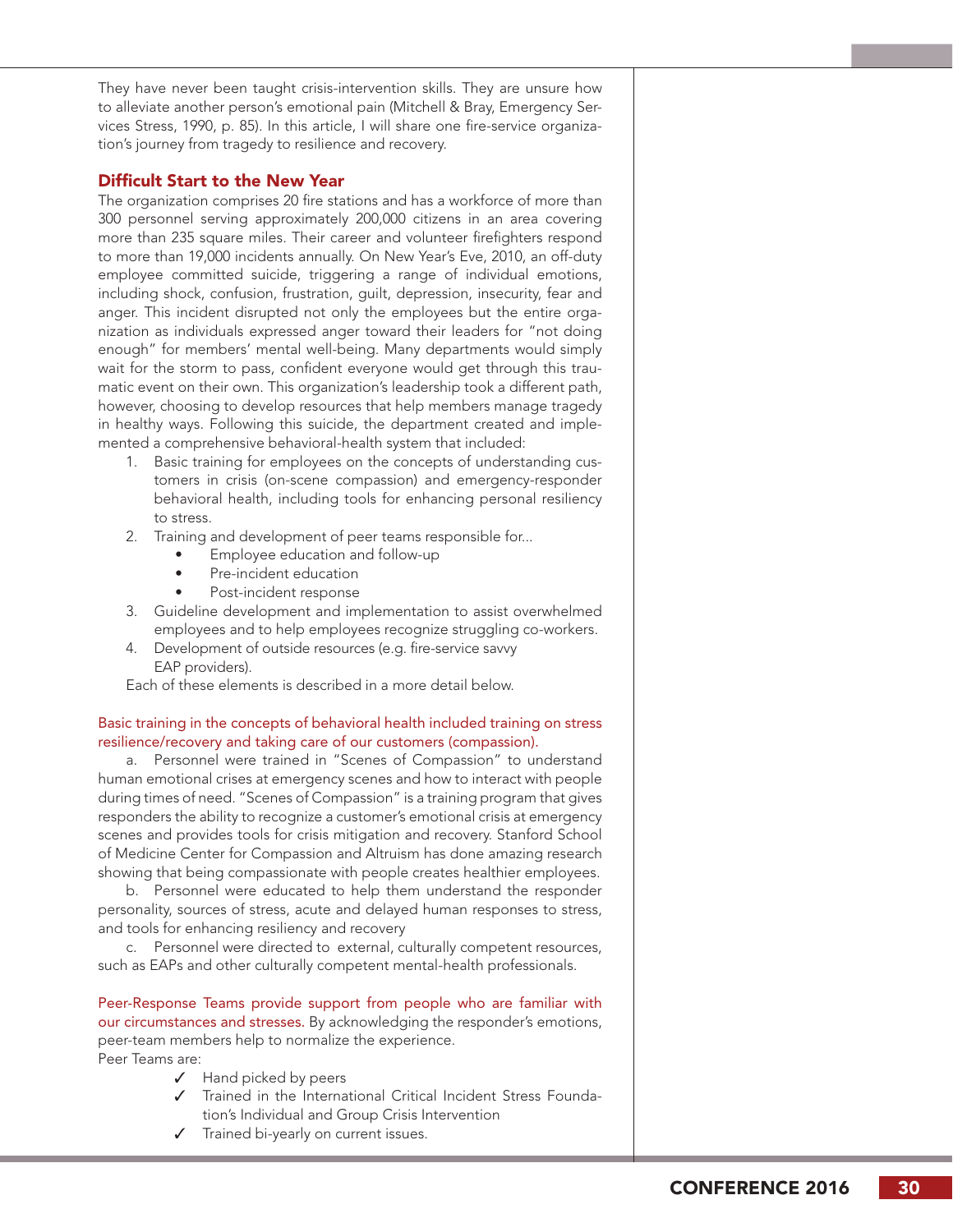They have never been taught crisis-intervention skills. They are unsure how to alleviate another person's emotional pain (Mitchell & Bray, Emergency Services Stress, 1990, p. 85). In this article, I will share one fire-service organization's journey from tragedy to resilience and recovery.

## Difficult Start to the New Year

The organization comprises 20 fire stations and has a workforce of more than 300 personnel serving approximately 200,000 citizens in an area covering more than 235 square miles. Their career and volunteer firefighters respond to more than 19,000 incidents annually. On New Year's Eve, 2010, an off-duty employee committed suicide, triggering a range of individual emotions, including shock, confusion, frustration, guilt, depression, insecurity, fear and anger. This incident disrupted not only the employees but the entire organization as individuals expressed anger toward their leaders for "not doing enough" for members' mental well-being. Many departments would simply wait for the storm to pass, confident everyone would get through this traumatic event on their own. This organization's leadership took a different path, however, choosing to develop resources that help members manage tragedy in healthy ways. Following this suicide, the department created and implemented a comprehensive behavioral-health system that included:

1. Basic training for employees on the concepts of understanding customers in crisis (on-scene compassion) and emergency-responder behavioral health, including tools for enhancing personal resiliency to stress.
2. Training and development of peer teams responsible for...
   - Employee education and follow-up
   - Pre-incident education
   - Post-incident response
3. Guideline development and implementation to assist overwhelmed employees and to help employees recognize struggling co-workers.
4. Development of outside resources (e.g. fire-service savvy EAP providers).

Each of these elements is described in a more detail below.

Basic training in the concepts of behavioral health included training on stress resilience/recovery and taking care of our customers (compassion).

a. Personnel were trained in "Scenes of Compassion" to understand human emotional crises at emergency scenes and how to interact with people during times of need. "Scenes of Compassion" is a training program that gives responders the ability to recognize a customer's emotional crisis at emergency scenes and provides tools for crisis mitigation and recovery. Stanford School of Medicine Center for Compassion and Altruism has done amazing research showing that being compassionate with people creates healthier employees.

b. Personnel were educated to help them understand the responder personality, sources of stress, acute and delayed human responses to stress, and tools for enhancing resiliency and recovery

c. Personnel were directed to external, culturally competent resources, such as EAPs and other culturally competent mental-health professionals.

Peer-Response Teams provide support from people who are familiar with our circumstances and stresses. By acknowledging the responder's emotions, peer-team members help to normalize the experience.

Peer Teams are:

- ✓ Hand picked by peers
- ✓ Trained in the International Critical Incident Stress Foundation's Individual and Group Crisis Intervention
- ✓ Trained bi-yearly on current issues.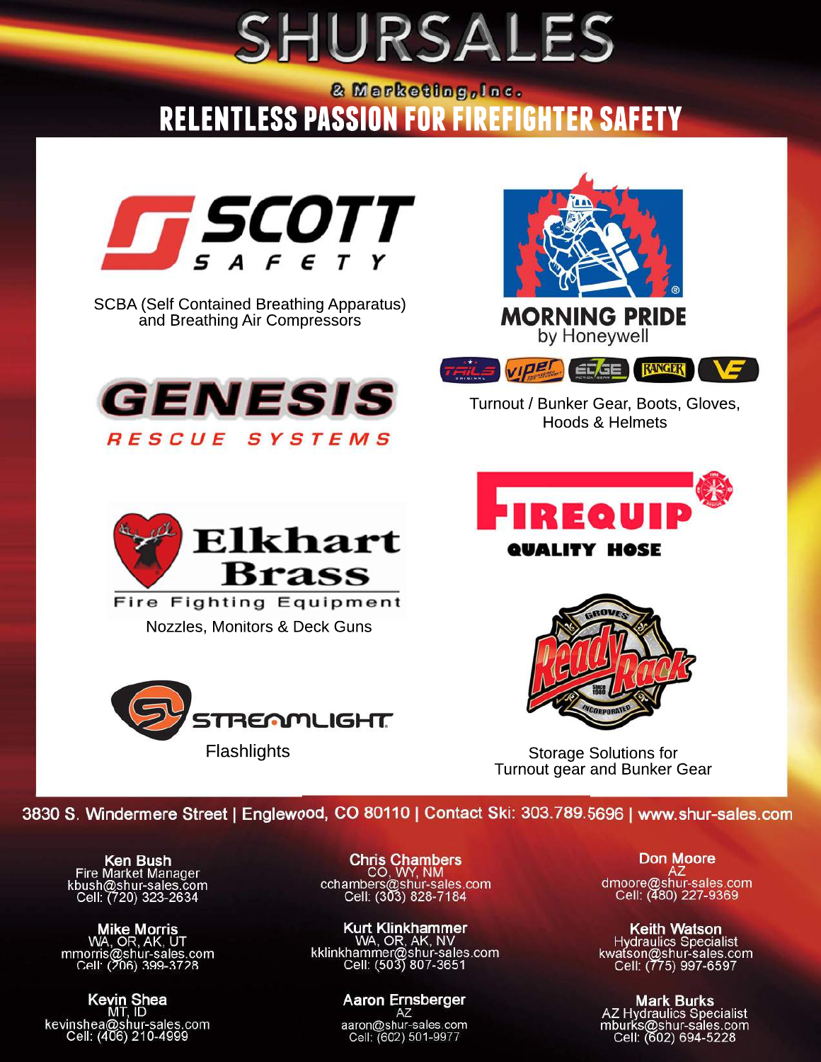# SHURSALES

& Marketing, Inc.

## RELENTLESS PASSION FOR FIREFIGHTER SAFETY

**SCOTT SAFETY**

SCBA (Self Contained Breathing Apparatus) and Breathing Air Compressors

**MORNING PRIDE by Honeywell**

TAILS | VIPER | EDGE | RANGER | VE

Turnout / Bunker Gear, Boots, Gloves, Hoods & Helmets

**GENESIS RESCUE SYSTEMS**

**Elkhart Brass** Fire Fighting Equipment

Nozzles, Monitors & Deck Guns

**FIREQUIP QUALITY HOSE**

**STREAMLIGHT**

Flashlights

**GROVES Ready Rack** Since 1980 INCORPORATED

Storage Solutions for Turnout gear and Bunker Gear

3830 S. Windermere Street | Englewood, CO 80110 | Contact Ski: 303.789.5696 | www.shur-sales.com

**Ken Bush**
Fire Market Manager
kbush@shur-sales.com
Cell: (720) 323-2634

**Chris Chambers**
CO, WY, NM
cchambers@shur-sales.com
Cell: (303) 828-7184

**Don Moore**
AZ
dmoore@shur-sales.com
Cell: (480) 227-9369

**Mike Morris**
WA, OR, AK, UT
mmorris@shur-sales.com
Cell: (206) 399-3728

**Kurt Klinkhammer**
WA, OR, AK, NV
kklinkhammer@shur-sales.com
Cell: (503) 807-3651

**Keith Watson**
Hydraulics Specialist
kwatson@shur-sales.com
Cell: (775) 997-6597

**Kevin Shea**
MT, ID
kevinshea@shur-sales.com
Cell: (406) 210-4999

**Aaron Ernsberger**
AZ
aaron@shur-sales.com
Cell: (602) 501-9977

**Mark Burks**
AZ Hydraulics Specialist
mburks@shur-sales.com
Cell: (602) 694-5228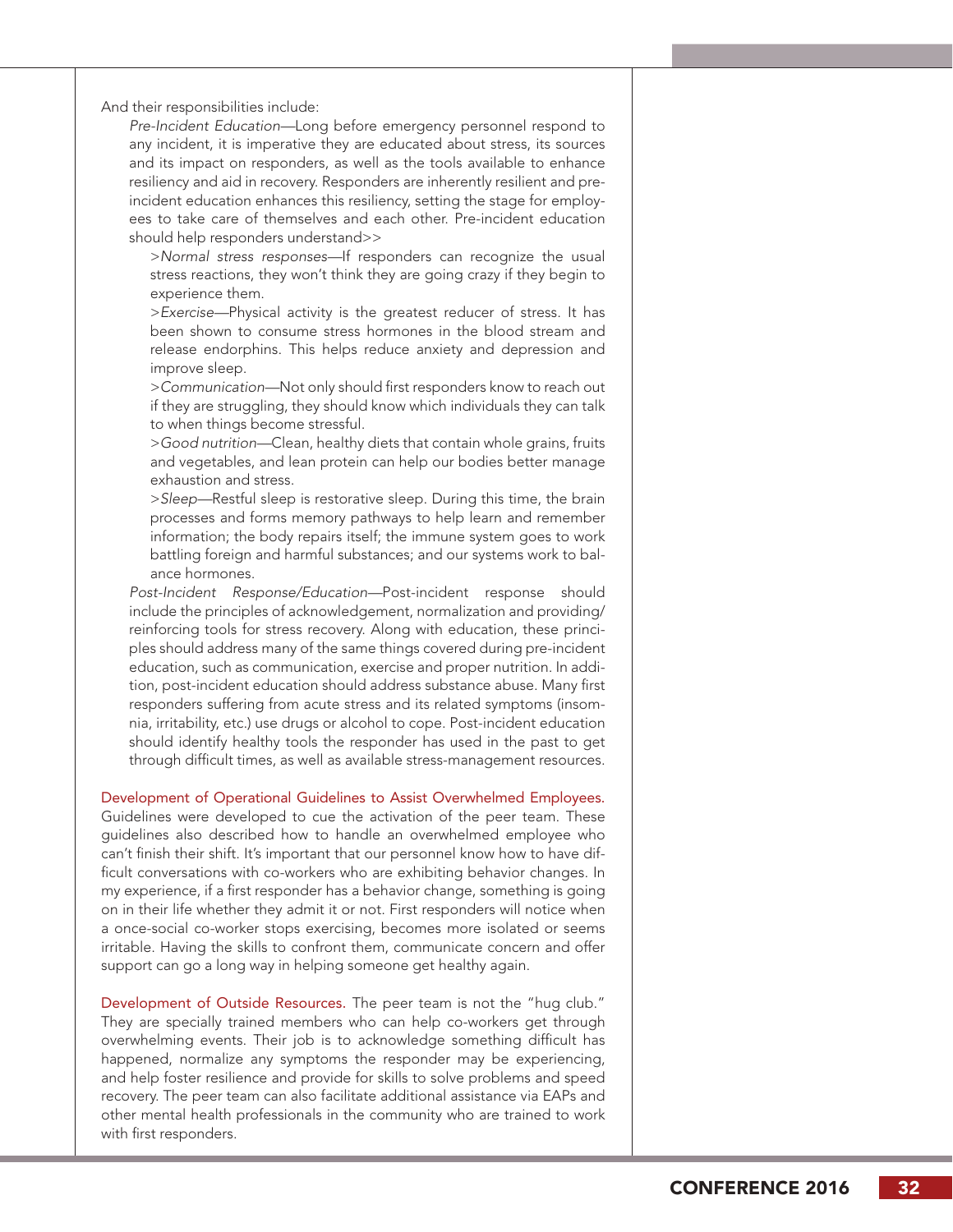And their responsibilities include:

*Pre-Incident Education*—Long before emergency personnel respond to any incident, it is imperative they are educated about stress, its sources and its impact on responders, as well as the tools available to enhance resiliency and aid in recovery. Responders are inherently resilient and pre-incident education enhances this resiliency, setting the stage for employees to take care of themselves and each other. Pre-incident education should help responders understand>>

>*Normal stress responses*—If responders can recognize the usual stress reactions, they won't think they are going crazy if they begin to experience them.

>*Exercise*—Physical activity is the greatest reducer of stress. It has been shown to consume stress hormones in the blood stream and release endorphins. This helps reduce anxiety and depression and improve sleep.

>*Communication*—Not only should first responders know to reach out if they are struggling, they should know which individuals they can talk to when things become stressful.

>*Good nutrition*—Clean, healthy diets that contain whole grains, fruits and vegetables, and lean protein can help our bodies better manage exhaustion and stress.

>*Sleep*—Restful sleep is restorative sleep. During this time, the brain processes and forms memory pathways to help learn and remember information; the body repairs itself; the immune system goes to work battling foreign and harmful substances; and our systems work to balance hormones.

*Post-Incident Response/Education*—Post-incident response should include the principles of acknowledgement, normalization and providing/reinforcing tools for stress recovery. Along with education, these principles should address many of the same things covered during pre-incident education, such as communication, exercise and proper nutrition. In addition, post-incident education should address substance abuse. Many first responders suffering from acute stress and its related symptoms (insomnia, irritability, etc.) use drugs or alcohol to cope. Post-incident education should identify healthy tools the responder has used in the past to get through difficult times, as well as available stress-management resources.

**Development of Operational Guidelines to Assist Overwhelmed Employees.** Guidelines were developed to cue the activation of the peer team. These guidelines also described how to handle an overwhelmed employee who can't finish their shift. It's important that our personnel know how to have difficult conversations with co-workers who are exhibiting behavior changes. In my experience, if a first responder has a behavior change, something is going on in their life whether they admit it or not. First responders will notice when a once-social co-worker stops exercising, becomes more isolated or seems irritable. Having the skills to confront them, communicate concern and offer support can go a long way in helping someone get healthy again.

**Development of Outside Resources.** The peer team is not the "hug club." They are specially trained members who can help co-workers get through overwhelming events. Their job is to acknowledge something difficult has happened, normalize any symptoms the responder may be experiencing, and help foster resilience and provide for skills to solve problems and speed recovery. The peer team can also facilitate additional assistance via EAPs and other mental health professionals in the community who are trained to work with first responders.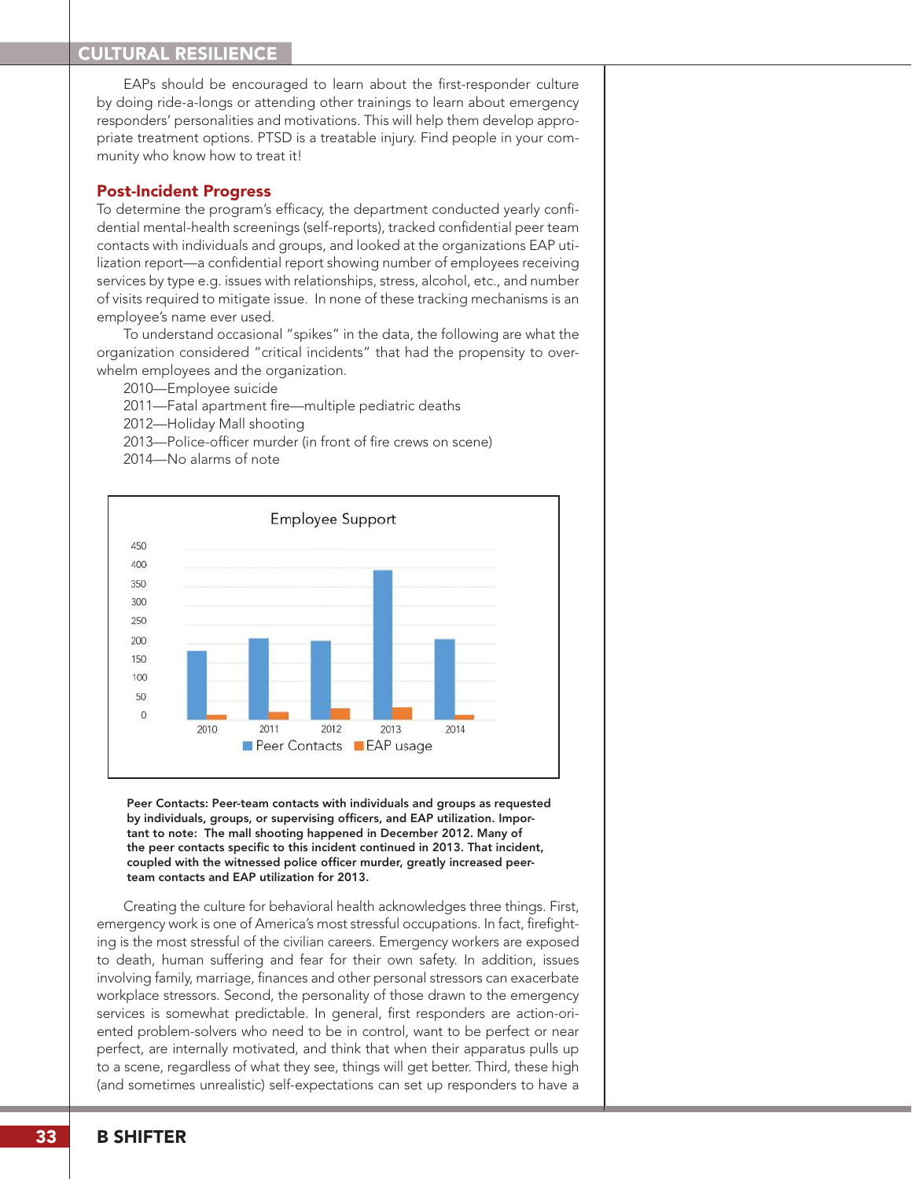EAPs should be encouraged to learn about the first-responder culture by doing ride-a-longs or attending other trainings to learn about emergency responders' personalities and motivations. This will help them develop appropriate treatment options. PTSD is a treatable injury. Find people in your community who know how to treat it!

## Post-Incident Progress

To determine the program's efficacy, the department conducted yearly confidential mental-health screenings (self-reports), tracked confidential peer team contacts with individuals and groups, and looked at the organizations EAP utilization report—a confidential report showing number of employees receiving services by type e.g. issues with relationships, stress, alcohol, etc., and number of visits required to mitigate issue. In none of these tracking mechanisms is an employee's name ever used.

To understand occasional "spikes" in the data, the following are what the organization considered "critical incidents" that had the propensity to overwhelm employees and the organization.

2010—Employee suicide
2011—Fatal apartment fire—multiple pediatric deaths
2012—Holiday Mall shooting
2013—Police-officer murder (in front of fire crews on scene)
2014—No alarms of note

Employee Support

**Peer Contacts: Peer-team contacts with individuals and groups as requested by individuals, groups, or supervising officers, and EAP utilization. Important to note: The mall shooting happened in December 2012. Many of the peer contacts specific to this incident continued in 2013. That incident, coupled with the witnessed police officer murder, greatly increased peer-team contacts and EAP utilization for 2013.**

Creating the culture for behavioral health acknowledges three things. First, emergency work is one of America's most stressful occupations. In fact, firefighting is the most stressful of the civilian careers. Emergency workers are exposed to death, human suffering and fear for their own safety. In addition, issues involving family, marriage, finances and other personal stressors can exacerbate workplace stressors. Second, the personality of those drawn to the emergency services is somewhat predictable. In general, first responders are action-oriented problem-solvers who need to be in control, want to be perfect or near perfect, are internally motivated, and think that when their apparatus pulls up to a scene, regardless of what they see, things will get better. Third, these high (and sometimes unrealistic) self-expectations can set up responders to have a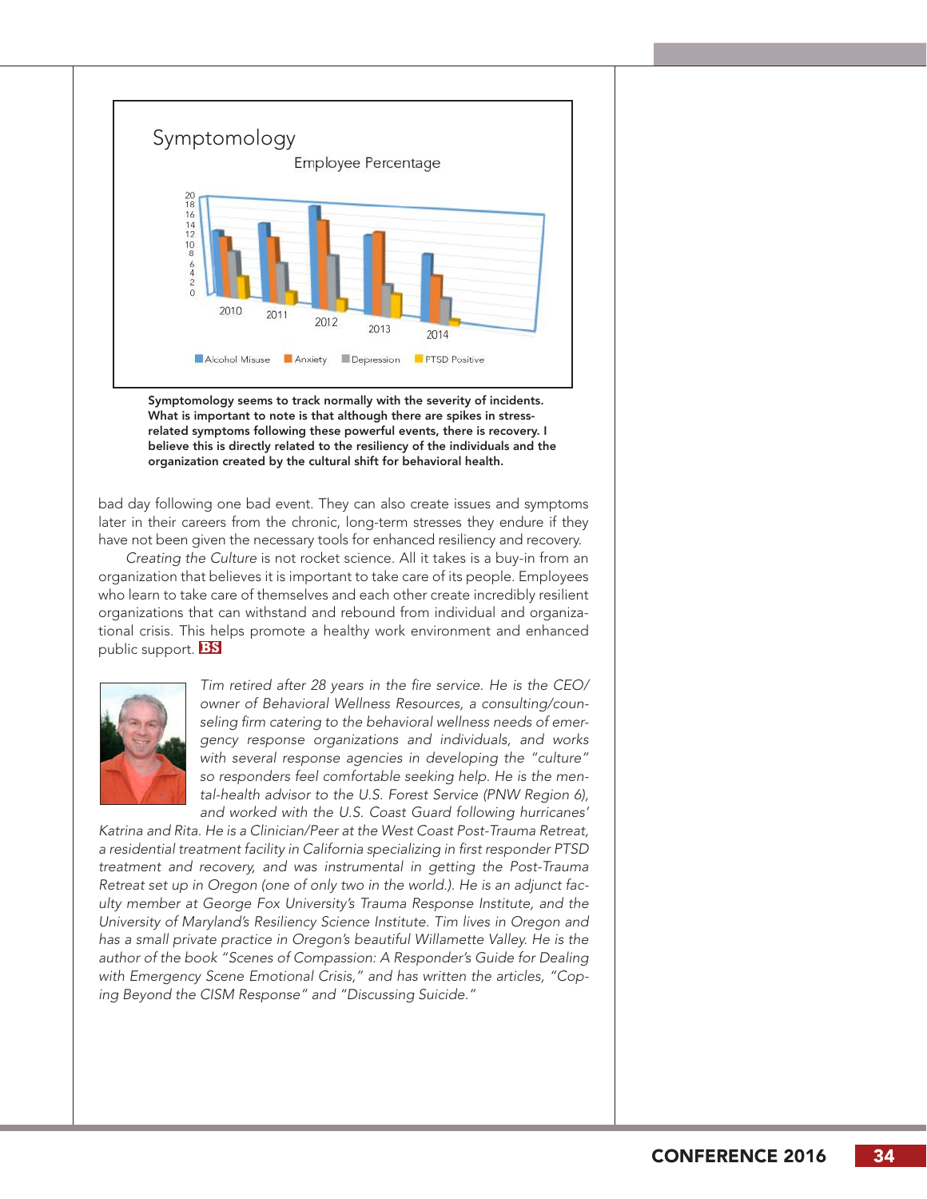Symptomology

Employee Percentage

20
18
16
14
12
10
8
6
4
2
0

2010
2011
2012
2013
2014

Alcohol Misuse
Anxiety
Depression
PTSD Positive

**Symptomology seems to track normally with the severity of incidents. What is important to note is that although there are spikes in stress-related symptoms following these powerful events, there is recovery. I believe this is directly related to the resiliency of the individuals and the organization created by the cultural shift for behavioral health.**

bad day following one bad event. They can also create issues and symptoms later in their careers from the chronic, long-term stresses they endure if they have not been given the necessary tools for enhanced resiliency and recovery.

*Creating the Culture* is not rocket science. All it takes is a buy-in from an organization that believes it is important to take care of its people. Employees who learn to take care of themselves and each other create incredibly resilient organizations that can withstand and rebound from individual and organizational crisis. This helps promote a healthy work environment and enhanced public support. **BS**

*Tim retired after 28 years in the fire service. He is the CEO/owner of Behavioral Wellness Resources, a consulting/counseling firm catering to the behavioral wellness needs of emergency response organizations and individuals, and works with several response agencies in developing the "culture" so responders feel comfortable seeking help. He is the mental-health advisor to the U.S. Forest Service (PNW Region 6), and worked with the U.S. Coast Guard following hurricanes' Katrina and Rita. He is a Clinician/Peer at the West Coast Post-Trauma Retreat, a residential treatment facility in California specializing in first responder PTSD treatment and recovery, and was instrumental in getting the Post-Trauma Retreat set up in Oregon (one of only two in the world.). He is an adjunct faculty member at George Fox University's Trauma Response Institute, and the University of Maryland's Resiliency Science Institute. Tim lives in Oregon and has a small private practice in Oregon's beautiful Willamette Valley. He is the author of the book "Scenes of Compassion: A Responder's Guide for Dealing with Emergency Scene Emotional Crisis," and has written the articles, "Coping Beyond the CISM Response" and "Discussing Suicide."*